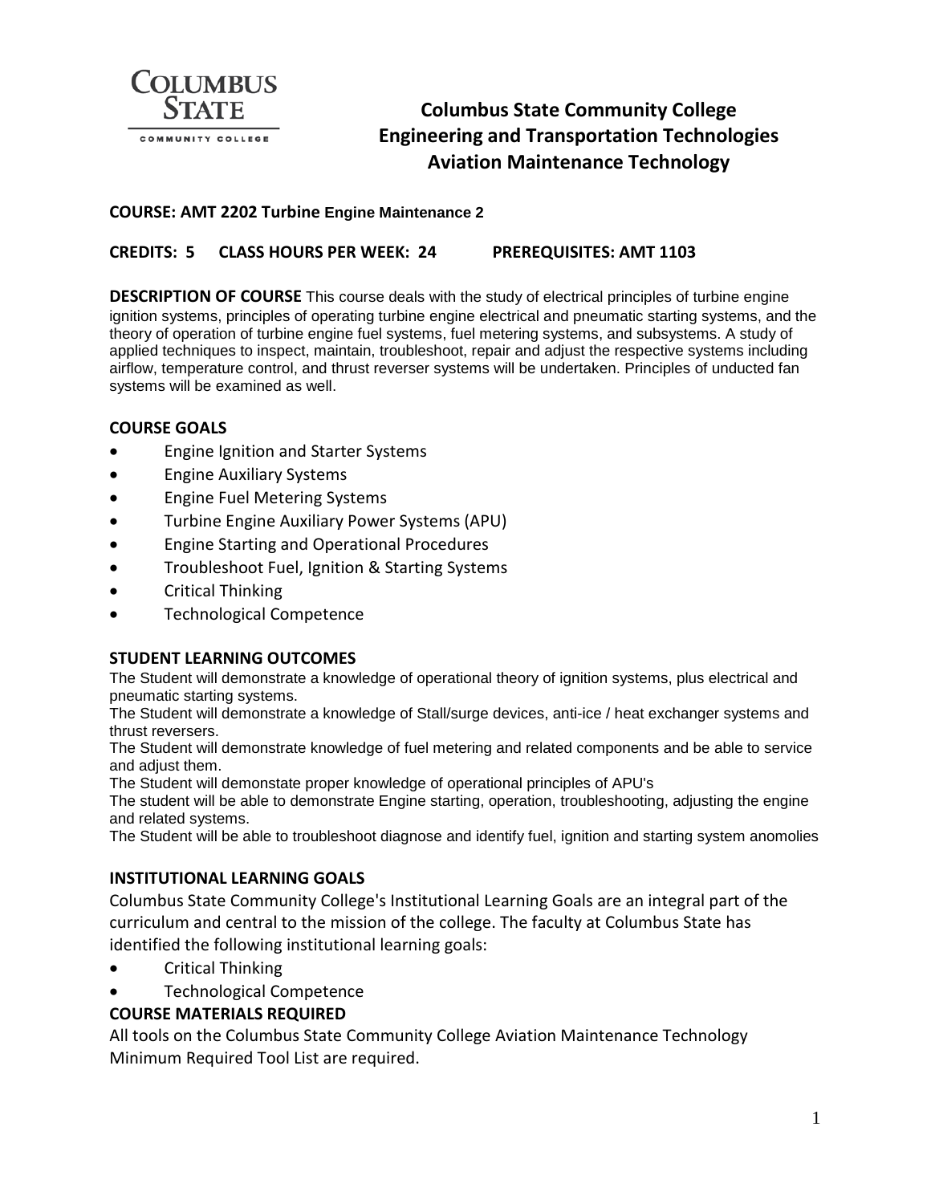# Columbus State Community College
## Engineering and Transportation Technologies
## Aviation Maintenance Technology

**COURSE: AMT 2202 Turbine Engine Maintenance 2**

**CREDITS: 5 CLASS HOURS PER WEEK: 24 PREREQUISITES: AMT 1103**

**DESCRIPTION OF COURSE** This course deals with the study of electrical principles of turbine engine ignition systems, principles of operating turbine engine electrical and pneumatic starting systems, and the theory of operation of turbine engine fuel systems, fuel metering systems, and subsystems. A study of applied techniques to inspect, maintain, troubleshoot, repair and adjust the respective systems including airflow, temperature control, and thrust reverser systems will be undertaken. Principles of unducted fan systems will be examined as well.

### COURSE GOALS

- Engine Ignition and Starter Systems
- Engine Auxiliary Systems
- Engine Fuel Metering Systems
- Turbine Engine Auxiliary Power Systems (APU)
- Engine Starting and Operational Procedures
- Troubleshoot Fuel, Ignition & Starting Systems
- Critical Thinking
- Technological Competence

### STUDENT LEARNING OUTCOMES

The Student will demonstrate a knowledge of operational theory of ignition systems, plus electrical and pneumatic starting systems.

The Student will demonstrate a knowledge of Stall/surge devices, anti-ice / heat exchanger systems and thrust reversers.

The Student will demonstrate knowledge of fuel metering and related components and be able to service and adjust them.

The Student will demonstate proper knowledge of operational principles of APU's

The student will be able to demonstrate Engine starting, operation, troubleshooting, adjusting the engine and related systems.

The Student will be able to troubleshoot diagnose and identify fuel, ignition and starting system anomolies

### INSTITUTIONAL LEARNING GOALS

Columbus State Community College's Institutional Learning Goals are an integral part of the curriculum and central to the mission of the college. The faculty at Columbus State has identified the following institutional learning goals:

- Critical Thinking
- Technological Competence

### COURSE MATERIALS REQUIRED

All tools on the Columbus State Community College Aviation Maintenance Technology Minimum Required Tool List are required.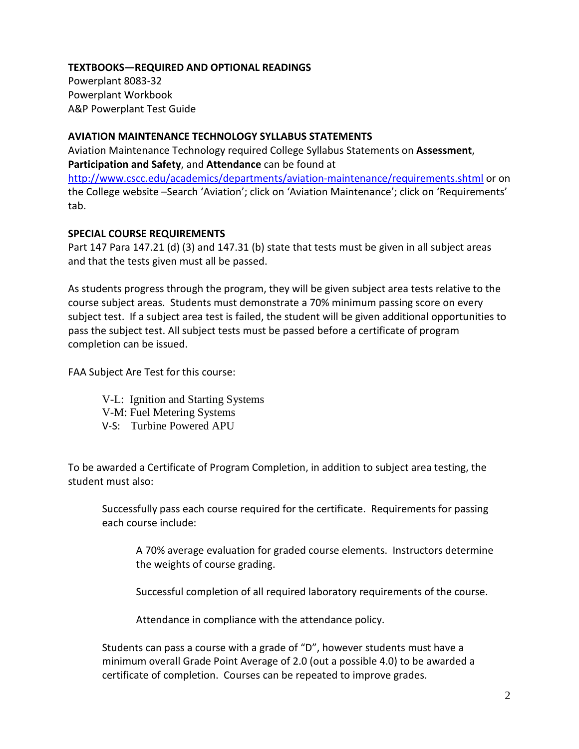**TEXTBOOKS—REQUIRED AND OPTIONAL READINGS**

Powerplant 8083-32
Powerplant Workbook
A&P Powerplant Test Guide

**AVIATION MAINTENANCE TECHNOLOGY SYLLABUS STATEMENTS**

Aviation Maintenance Technology required College Syllabus Statements on **Assessment**, **Participation and Safety**, and **Attendance** can be found at http://www.cscc.edu/academics/departments/aviation-maintenance/requirements.shtml or on the College website –Search 'Aviation'; click on 'Aviation Maintenance'; click on 'Requirements' tab.

**SPECIAL COURSE REQUIREMENTS**

Part 147 Para 147.21 (d) (3) and 147.31 (b) state that tests must be given in all subject areas and that the tests given must all be passed.

As students progress through the program, they will be given subject area tests relative to the course subject areas. Students must demonstrate a 70% minimum passing score on every subject test. If a subject area test is failed, the student will be given additional opportunities to pass the subject test. All subject tests must be passed before a certificate of program completion can be issued.

FAA Subject Are Test for this course:

V-L: Ignition and Starting Systems
V-M: Fuel Metering Systems
V-S: Turbine Powered APU

To be awarded a Certificate of Program Completion, in addition to subject area testing, the student must also:

Successfully pass each course required for the certificate. Requirements for passing each course include:

A 70% average evaluation for graded course elements. Instructors determine the weights of course grading.

Successful completion of all required laboratory requirements of the course.

Attendance in compliance with the attendance policy.

Students can pass a course with a grade of "D", however students must have a minimum overall Grade Point Average of 2.0 (out a possible 4.0) to be awarded a certificate of completion. Courses can be repeated to improve grades.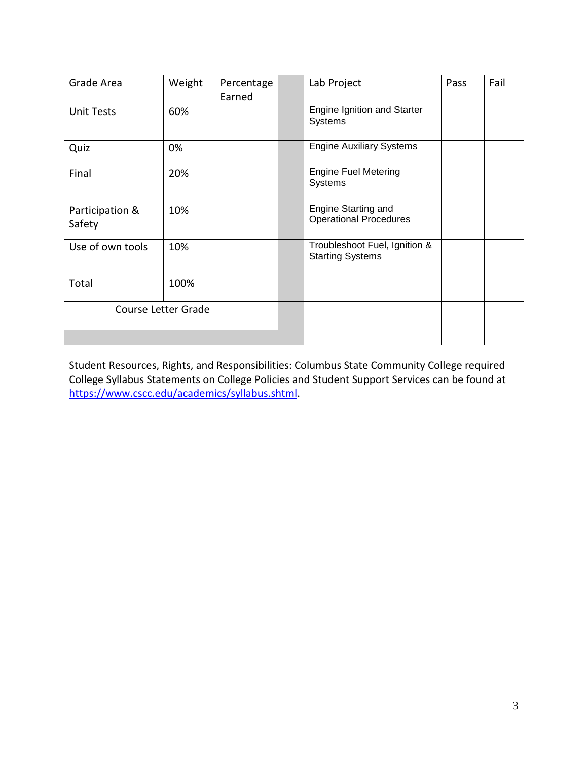| Grade Area | Weight | Percentage Earned | | Lab Project | Pass | Fail |
|---|---|---|---|---|---|---|
| Unit Tests | 60% | | | Engine Ignition and Starter Systems | | |
| Quiz | 0% | | | Engine Auxiliary Systems | | |
| Final | 20% | | | Engine Fuel Metering Systems | | |
| Participation & Safety | 10% | | | Engine Starting and Operational Procedures | | |
| Use of own tools | 10% | | | Troubleshoot Fuel, Ignition & Starting Systems | | |
| Total | 100% | | | | | |
| Course Letter Grade | | | | | | |
| | | | | | | |

Student Resources, Rights, and Responsibilities: Columbus State Community College required College Syllabus Statements on College Policies and Student Support Services can be found at https://www.cscc.edu/academics/syllabus.shtml.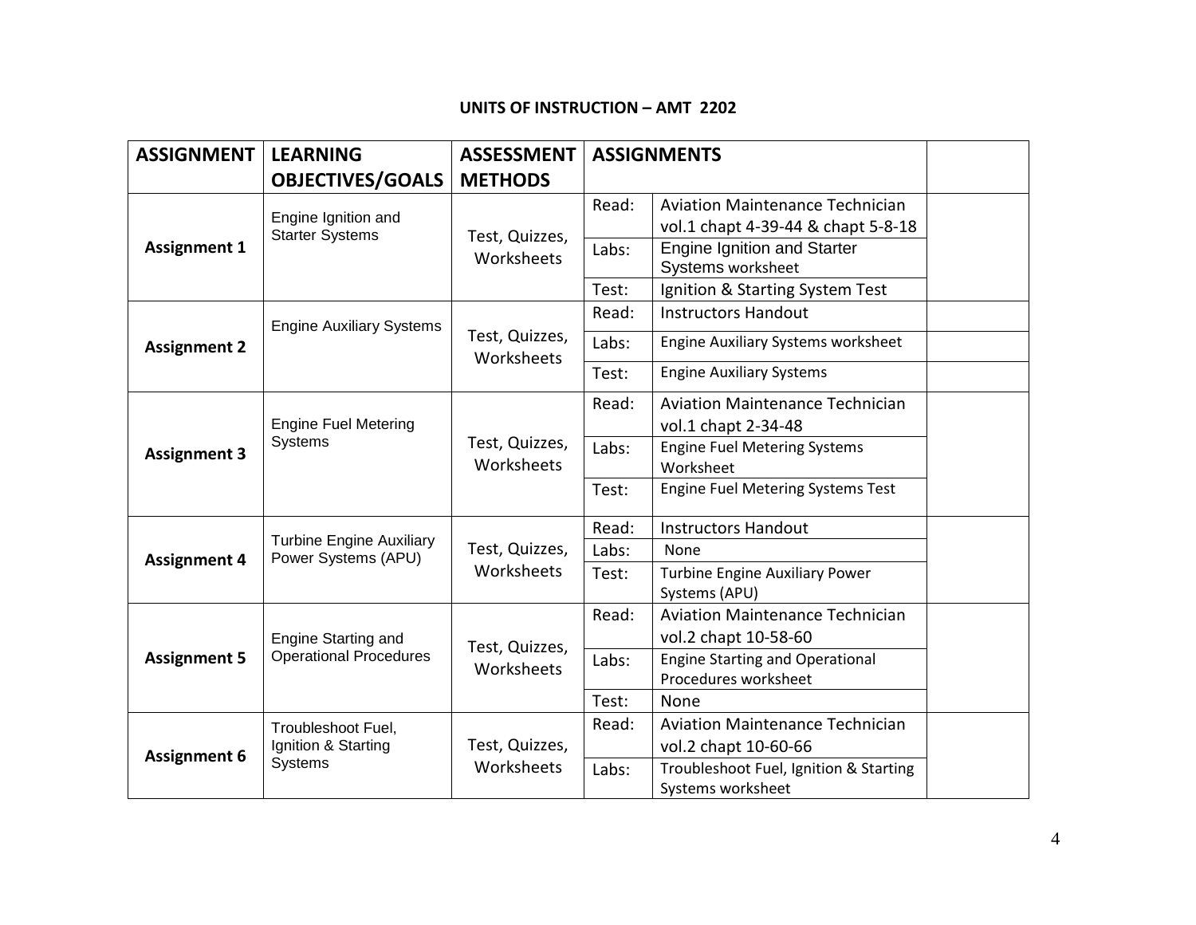## UNITS OF INSTRUCTION – AMT 2202

| ASSIGNMENT | LEARNING OBJECTIVES/GOALS | ASSESSMENT METHODS | ASSIGNMENTS | | |
|---|---|---|---|---|---|
| **Assignment 1** | Engine Ignition and Starter Systems | Test, Quizzes, Worksheets | Read: | Aviation Maintenance Technician vol.1 chapt 4-39-44 & chapt 5-8-18 | |
| | | | Labs: | Engine Ignition and Starter Systems worksheet | |
| | | | Test: | Ignition & Starting System Test | |
| **Assignment 2** | Engine Auxiliary Systems | Test, Quizzes, Worksheets | Read: | Instructors Handout | |
| | | | Labs: | Engine Auxiliary Systems worksheet | |
| | | | Test: | Engine Auxiliary Systems | |
| **Assignment 3** | Engine Fuel Metering Systems | Test, Quizzes, Worksheets | Read: | Aviation Maintenance Technician vol.1 chapt 2-34-48 | |
| | | | Labs: | Engine Fuel Metering Systems Worksheet | |
| | | | Test: | Engine Fuel Metering Systems Test | |
| **Assignment 4** | Turbine Engine Auxiliary Power Systems (APU) | Test, Quizzes, Worksheets | Read: | Instructors Handout | |
| | | | Labs: | None | |
| | | | Test: | Turbine Engine Auxiliary Power Systems (APU) | |
| **Assignment 5** | Engine Starting and Operational Procedures | Test, Quizzes, Worksheets | Read: | Aviation Maintenance Technician vol.2 chapt 10-58-60 | |
| | | | Labs: | Engine Starting and Operational Procedures worksheet | |
| | | | Test: | None | |
| **Assignment 6** | Troubleshoot Fuel, Ignition & Starting Systems | Test, Quizzes, Worksheets | Read: | Aviation Maintenance Technician vol.2 chapt 10-60-66 | |
| | | | Labs: | Troubleshoot Fuel, Ignition & Starting Systems worksheet | |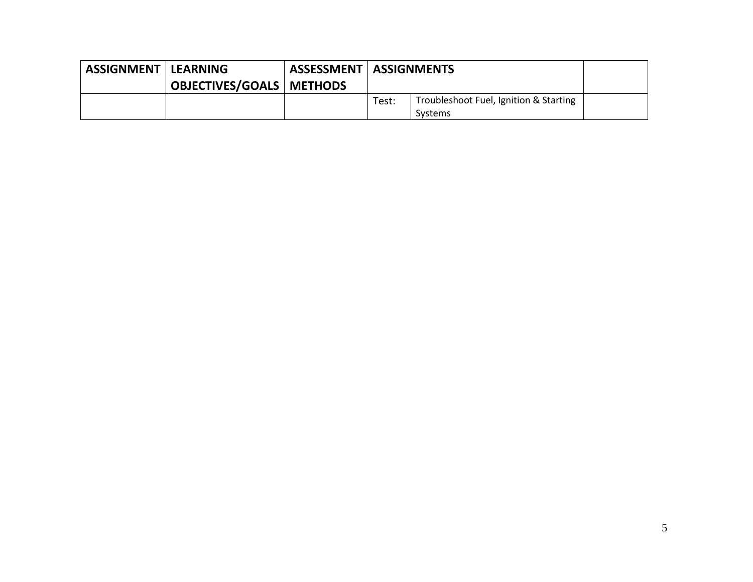| ASSIGNMENT | LEARNING OBJECTIVES/GOALS | ASSESSMENT METHODS | ASSIGNMENTS | | |
|---|---|---|---|---|---|
| | | | Test: | Troubleshoot Fuel, Ignition & Starting Systems | |